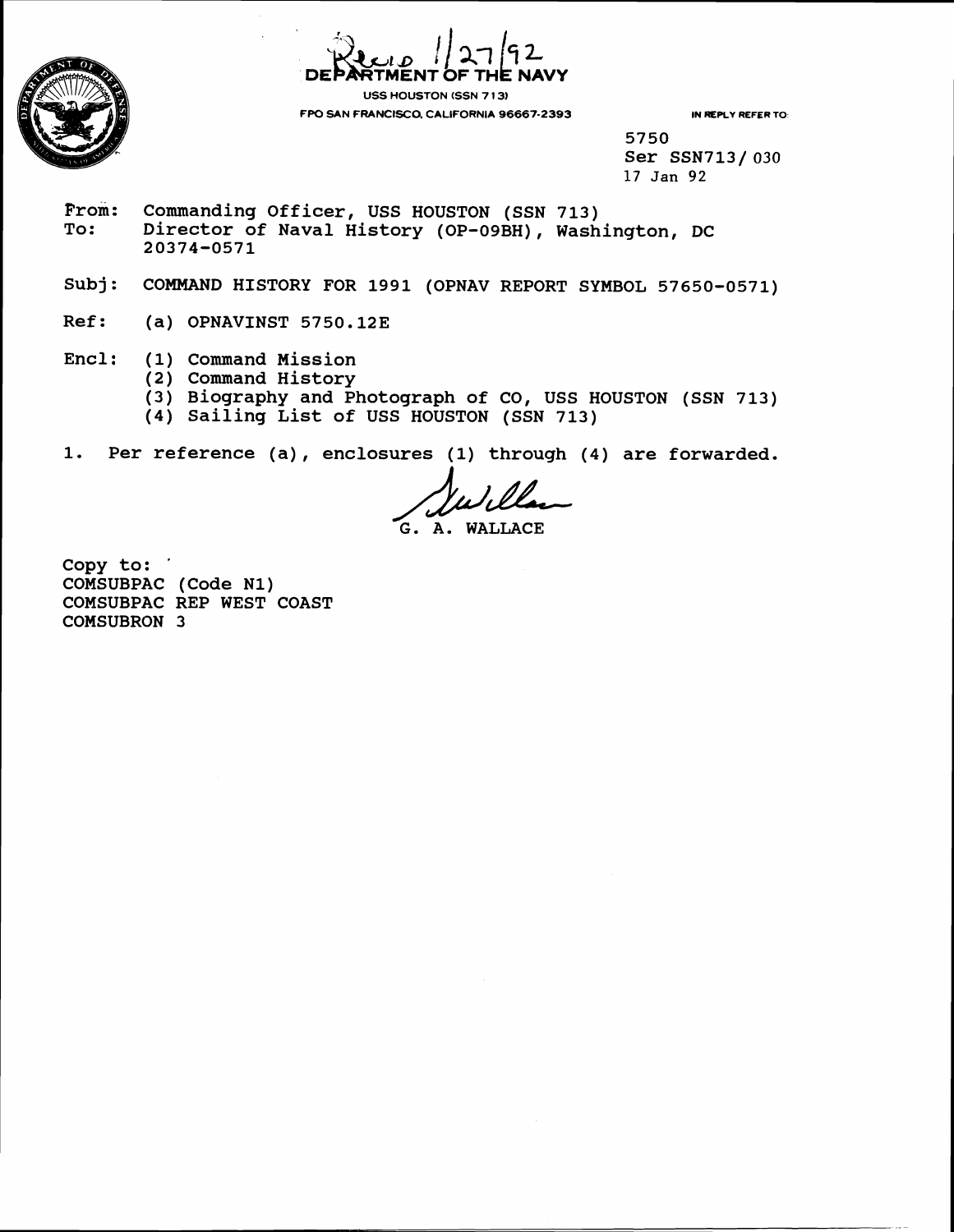Recd 1/27/92

DEPARTMENT OF THE NAVY

USS HOUSTON (SSN 713)
FPO SAN FRANCISCO, CALIFORNIA 96667-2393

IN REPLY REFER TO:

5750
Ser SSN713/ 030
17 Jan 92

From: Commanding Officer, USS HOUSTON (SSN 713)
To: Director of Naval History (OP-09BH), Washington, DC 20374-0571

Subj: COMMAND HISTORY FOR 1991 (OPNAV REPORT SYMBOL 57650-0571)

Ref: (a) OPNAVINST 5750.12E

Encl: (1) Command Mission
(2) Command History
(3) Biography and Photograph of CO, USS HOUSTON (SSN 713)
(4) Sailing List of USS HOUSTON (SSN 713)

1. Per reference (a), enclosures (1) through (4) are forwarded.

G. A. WALLACE

Copy to:
COMSUBPAC (Code N1)
COMSUBPAC REP WEST COAST
COMSUBRON 3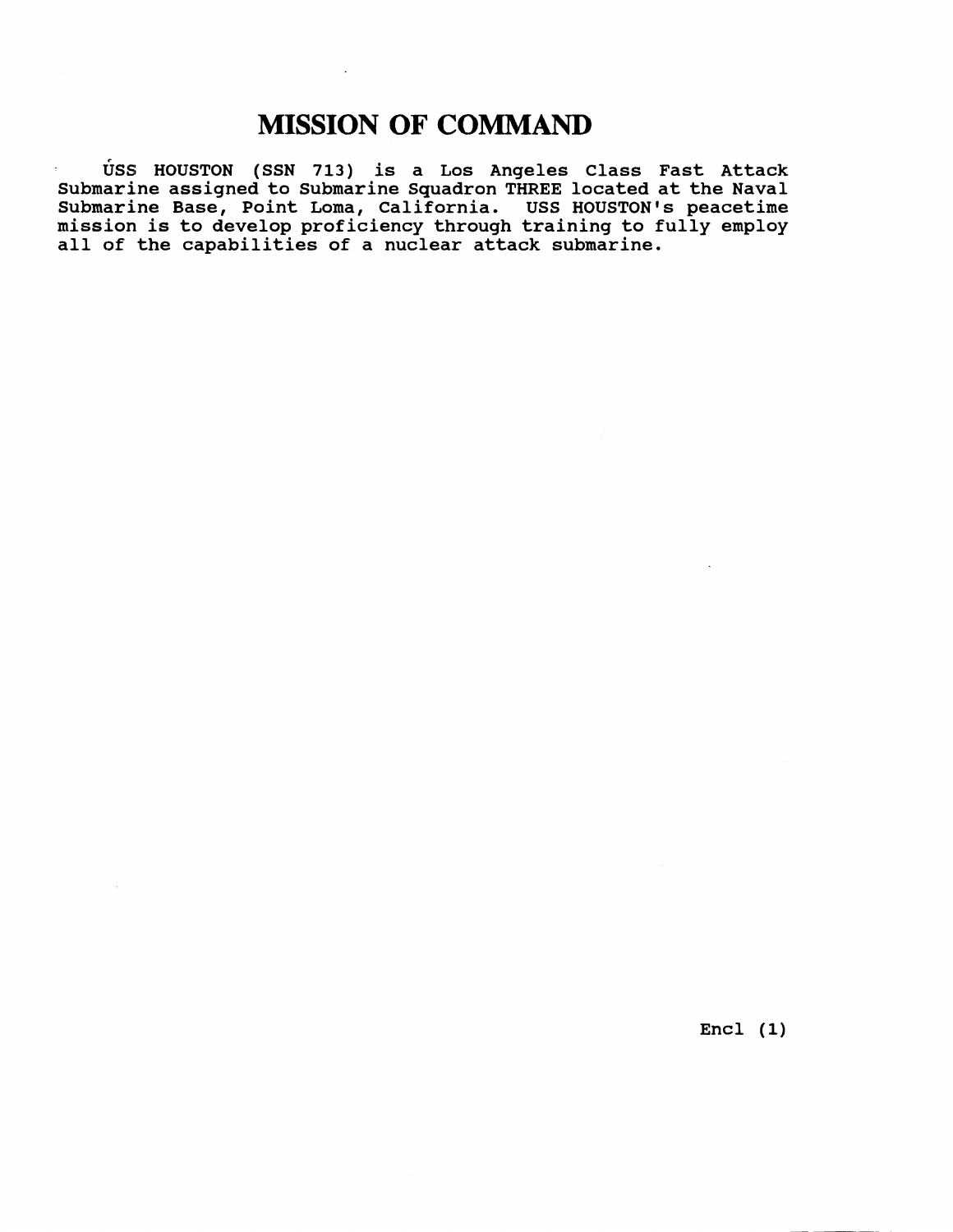# MISSION OF COMMAND

USS HOUSTON (SSN 713) is a Los Angeles Class Fast Attack Submarine assigned to Submarine Squadron THREE located at the Naval Submarine Base, Point Loma, California. USS HOUSTON's peacetime mission is to develop proficiency through training to fully employ all of the capabilities of a nuclear attack submarine.

Encl (1)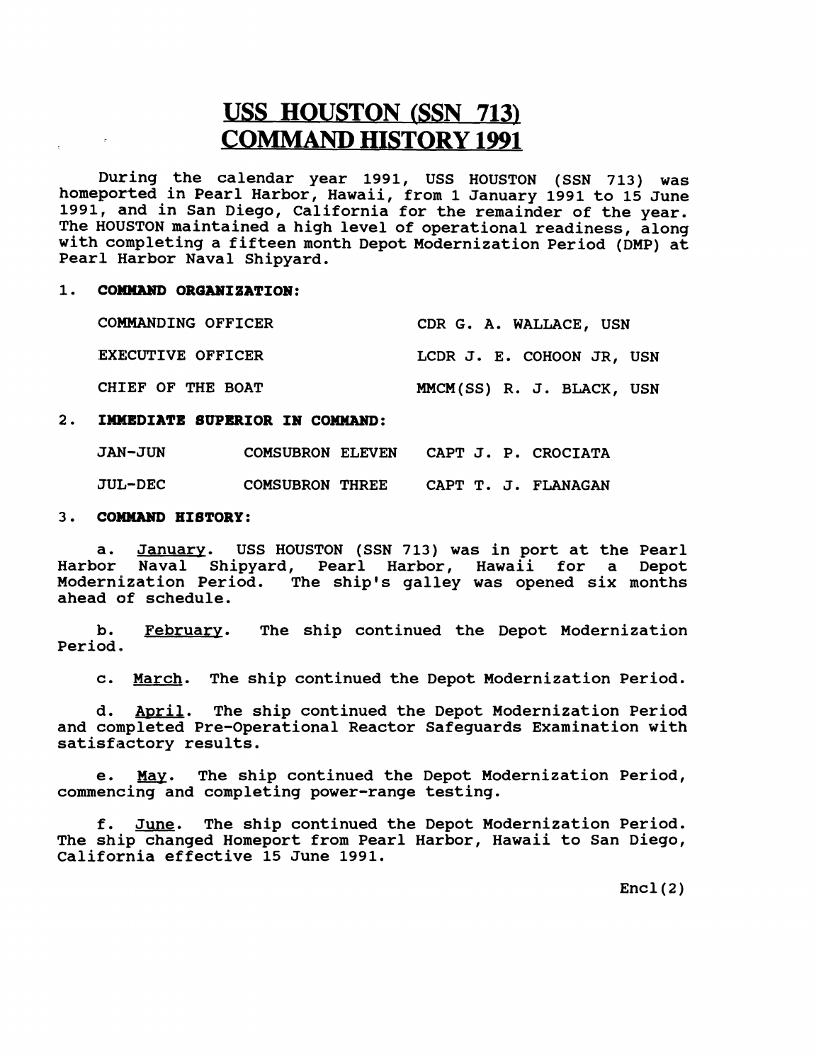# USS HOUSTON (SSN 713)
# COMMAND HISTORY 1991

During the calendar year 1991, USS HOUSTON (SSN 713) was homeported in Pearl Harbor, Hawaii, from 1 January 1991 to 15 June 1991, and in San Diego, California for the remainder of the year. The HOUSTON maintained a high level of operational readiness, along with completing a fifteen month Depot Modernization Period (DMP) at Pearl Harbor Naval Shipyard.

1. **COMMAND ORGANIZATION:**

| | |
|---|---|
| COMMANDING OFFICER | CDR G. A. WALLACE, USN |
| EXECUTIVE OFFICER | LCDR J. E. COHOON JR, USN |
| CHIEF OF THE BOAT | MMCM(SS) R. J. BLACK, USN |

2. **IMMEDIATE SUPERIOR IN COMMAND:**

| | | |
|---|---|---|
| JAN-JUN | COMSUBRON ELEVEN | CAPT J. P. CROCIATA |
| JUL-DEC | COMSUBRON THREE | CAPT T. J. FLANAGAN |

3. **COMMAND HISTORY:**

a. January. USS HOUSTON (SSN 713) was in port at the Pearl Harbor Naval Shipyard, Pearl Harbor, Hawaii for a Depot Modernization Period. The ship's galley was opened six months ahead of schedule.

b. February. The ship continued the Depot Modernization Period.

c. March. The ship continued the Depot Modernization Period.

d. April. The ship continued the Depot Modernization Period and completed Pre-Operational Reactor Safeguards Examination with satisfactory results.

e. May. The ship continued the Depot Modernization Period, commencing and completing power-range testing.

f. June. The ship continued the Depot Modernization Period. The ship changed Homeport from Pearl Harbor, Hawaii to San Diego, California effective 15 June 1991.

Encl(2)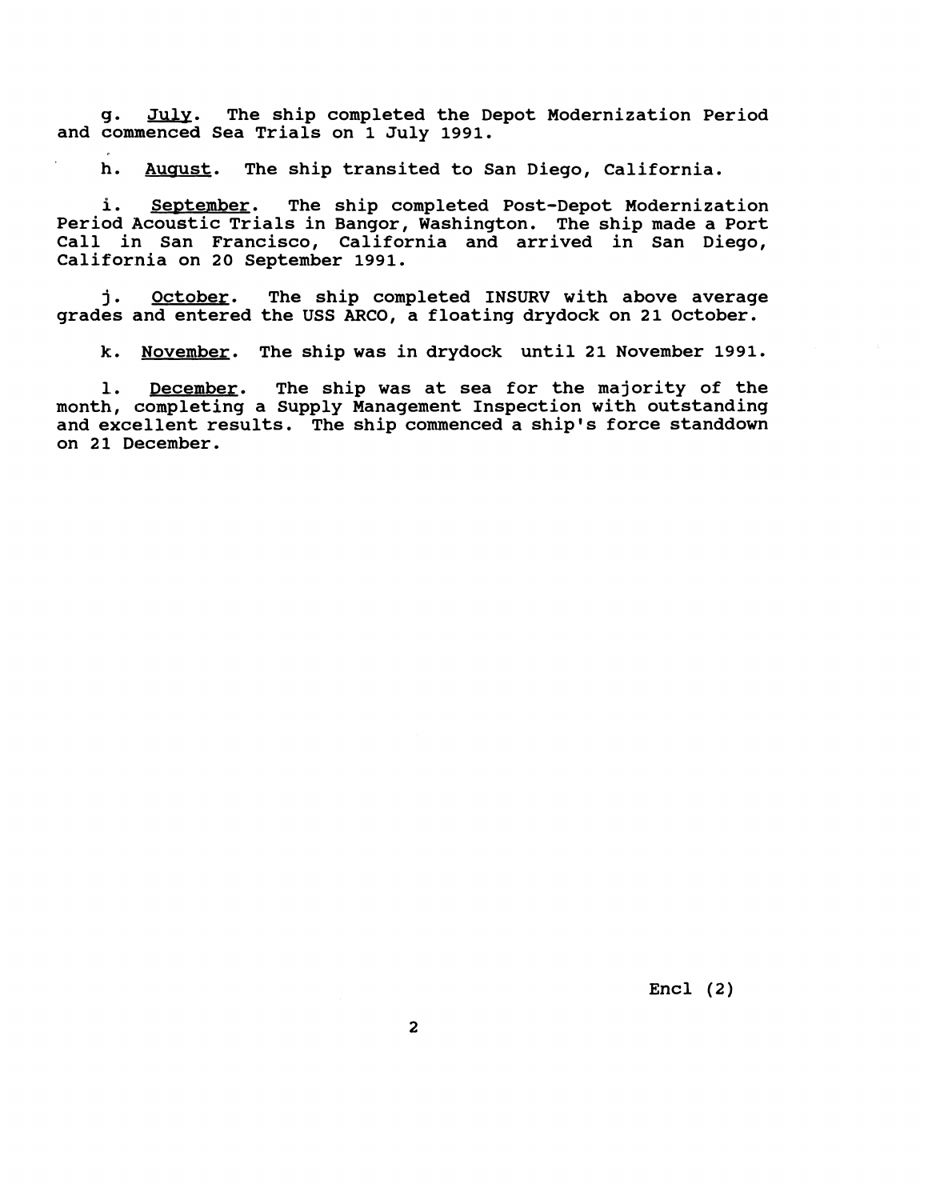g. <u>July</u>. The ship completed the Depot Modernization Period and commenced Sea Trials on 1 July 1991.

h. <u>August</u>. The ship transited to San Diego, California.

i. <u>September</u>. The ship completed Post-Depot Modernization Period Acoustic Trials in Bangor, Washington. The ship made a Port Call in San Francisco, California and arrived in San Diego, California on 20 September 1991.

j. <u>October</u>. The ship completed INSURV with above average grades and entered the USS ARCO, a floating drydock on 21 October.

k. <u>November</u>. The ship was in drydock until 21 November 1991.

l. <u>December</u>. The ship was at sea for the majority of the month, completing a Supply Management Inspection with outstanding and excellent results. The ship commenced a ship's force standdown on 21 December.

Encl (2)